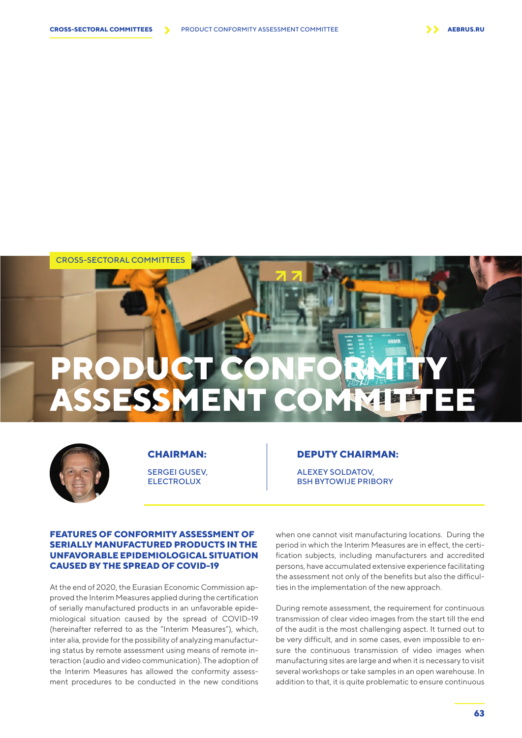CROSS-SECTORAL COMMITTEES

# PRODUCT CONFORMITY ASSESSMENT COMMITTEE

**CHAIRMAN:**

SERGEI GUSEV, ELECTROLUX

**DEPUTY CHAIRMAN:**

ALEXEY SOLDATOV, BSH BYTOWIJE PRIBORY

## FEATURES OF CONFORMITY ASSESSMENT OF SERIALLY MANUFACTURED PRODUCTS IN THE UNFAVORABLE EPIDEMIOLOGICAL SITUATION CAUSED BY THE SPREAD OF COVID-19

At the end of 2020, the Eurasian Economic Commission approved the Interim Measures applied during the certification of serially manufactured products in an unfavorable epidemiological situation caused by the spread of COVID-19 (hereinafter referred to as the "Interim Measures"), which, inter alia, provide for the possibility of analyzing manufacturing status by remote assessment using means of remote interaction (audio and video communication). The adoption of the Interim Measures has allowed the conformity assessment procedures to be conducted in the new conditions when one cannot visit manufacturing locations. During the period in which the Interim Measures are in effect, the certification subjects, including manufacturers and accredited persons, have accumulated extensive experience facilitating the assessment not only of the benefits but also the difficulties in the implementation of the new approach.

During remote assessment, the requirement for continuous transmission of clear video images from the start till the end of the audit is the most challenging aspect. It turned out to be very difficult, and in some cases, even impossible to ensure the continuous transmission of video images when manufacturing sites are large and when it is necessary to visit several workshops or take samples in an open warehouse. In addition to that, it is quite problematic to ensure continuous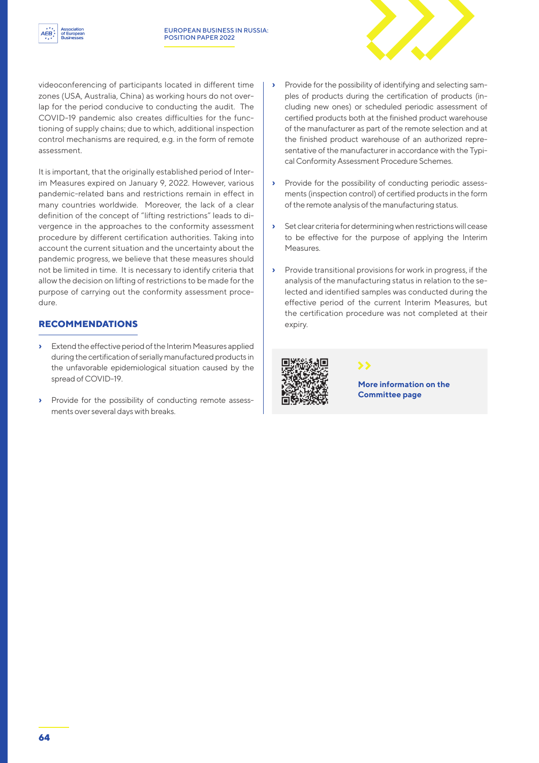videoconferencing of participants located in different time zones (USA, Australia, China) as working hours do not overlap for the period conducive to conducting the audit. The COVID-19 pandemic also creates difficulties for the functioning of supply chains; due to which, additional inspection control mechanisms are required, e.g. in the form of remote assessment.

It is important, that the originally established period of Interim Measures expired on January 9, 2022. However, various pandemic-related bans and restrictions remain in effect in many countries worldwide. Moreover, the lack of a clear definition of the concept of "lifting restrictions" leads to divergence in the approaches to the conformity assessment procedure by different certification authorities. Taking into account the current situation and the uncertainty about the pandemic progress, we believe that these measures should not be limited in time. It is necessary to identify criteria that allow the decision on lifting of restrictions to be made for the purpose of carrying out the conformity assessment procedure.

## RECOMMENDATIONS

- Extend the effective period of the Interim Measures applied during the certification of serially manufactured products in the unfavorable epidemiological situation caused by the spread of COVID-19.
- Provide for the possibility of conducting remote assessments over several days with breaks.
- Provide for the possibility of identifying and selecting samples of products during the certification of products (including new ones) or scheduled periodic assessment of certified products both at the finished product warehouse of the manufacturer as part of the remote selection and at the finished product warehouse of an authorized representative of the manufacturer in accordance with the Typical Conformity Assessment Procedure Schemes.
- Provide for the possibility of conducting periodic assessments (inspection control) of certified products in the form of the remote analysis of the manufacturing status.
- Set clear criteria for determining when restrictions will cease to be effective for the purpose of applying the Interim Measures.
- Provide transitional provisions for work in progress, if the analysis of the manufacturing status in relation to the selected and identified samples was conducted during the effective period of the current Interim Measures, but the certification procedure was not completed at their expiry.

**More information on the Committee page**